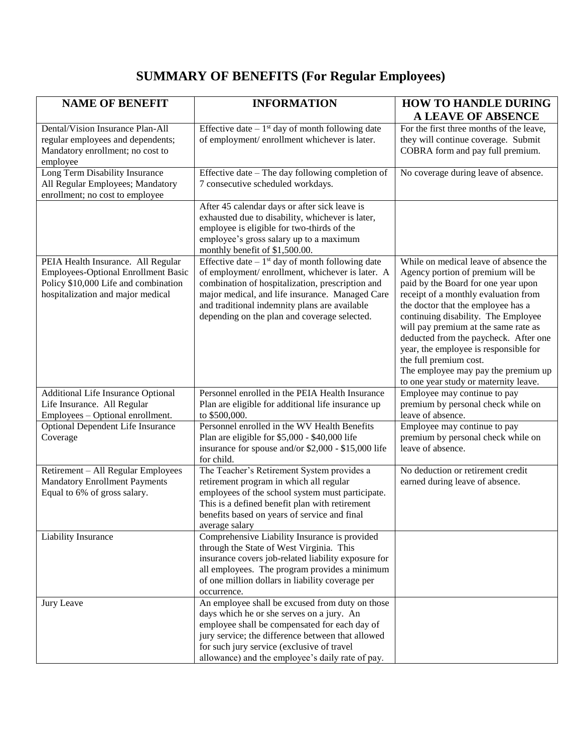# SUMMARY OF BENEFITS (For Regular Employees)

| NAME OF BENEFIT | INFORMATION | HOW TO HANDLE DURING A LEAVE OF ABSENCE |
|---|---|---|
| Dental/Vision Insurance Plan-All regular employees and dependents; Mandatory enrollment; no cost to employee | Effective date – 1st day of month following date of employment/ enrollment whichever is later. | For the first three months of the leave, they will continue coverage. Submit COBRA form and pay full premium. |
| Long Term Disability Insurance All Regular Employees; Mandatory enrollment; no cost to employee | Effective date – The day following completion of 7 consecutive scheduled workdays. | No coverage during leave of absence. |
| | After 45 calendar days or after sick leave is exhausted due to disability, whichever is later, employee is eligible for two-thirds of the employee's gross salary up to a maximum monthly benefit of $1,500.00. | |
| PEIA Health Insurance. All Regular Employees-Optional Enrollment Basic Policy $10,000 Life and combination hospitalization and major medical | Effective date – 1st day of month following date of employment/ enrollment, whichever is later. A combination of hospitalization, prescription and major medical, and life insurance. Managed Care and traditional indemnity plans are available depending on the plan and coverage selected. | While on medical leave of absence the Agency portion of premium will be paid by the Board for one year upon receipt of a monthly evaluation from the doctor that the employee has a continuing disability. The Employee will pay premium at the same rate as deducted from the paycheck. After one year, the employee is responsible for the full premium cost. The employee may pay the premium up to one year study or maternity leave. |
| Additional Life Insurance Optional Life Insurance. All Regular Employees – Optional enrollment. | Personnel enrolled in the PEIA Health Insurance Plan are eligible for additional life insurance up to $500,000. | Employee may continue to pay premium by personal check while on leave of absence. |
| Optional Dependent Life Insurance Coverage | Personnel enrolled in the WV Health Benefits Plan are eligible for $5,000 - $40,000 life insurance for spouse and/or $2,000 - $15,000 life for child. | Employee may continue to pay premium by personal check while on leave of absence. |
| Retirement – All Regular Employees Mandatory Enrollment Payments Equal to 6% of gross salary. | The Teacher's Retirement System provides a retirement program in which all regular employees of the school system must participate. This is a defined benefit plan with retirement benefits based on years of service and final average salary | No deduction or retirement credit earned during leave of absence. |
| Liability Insurance | Comprehensive Liability Insurance is provided through the State of West Virginia. This insurance covers job-related liability exposure for all employees. The program provides a minimum of one million dollars in liability coverage per occurrence. | |
| Jury Leave | An employee shall be excused from duty on those days which he or she serves on a jury. An employee shall be compensated for each day of jury service; the difference between that allowed for such jury service (exclusive of travel allowance) and the employee's daily rate of pay. | |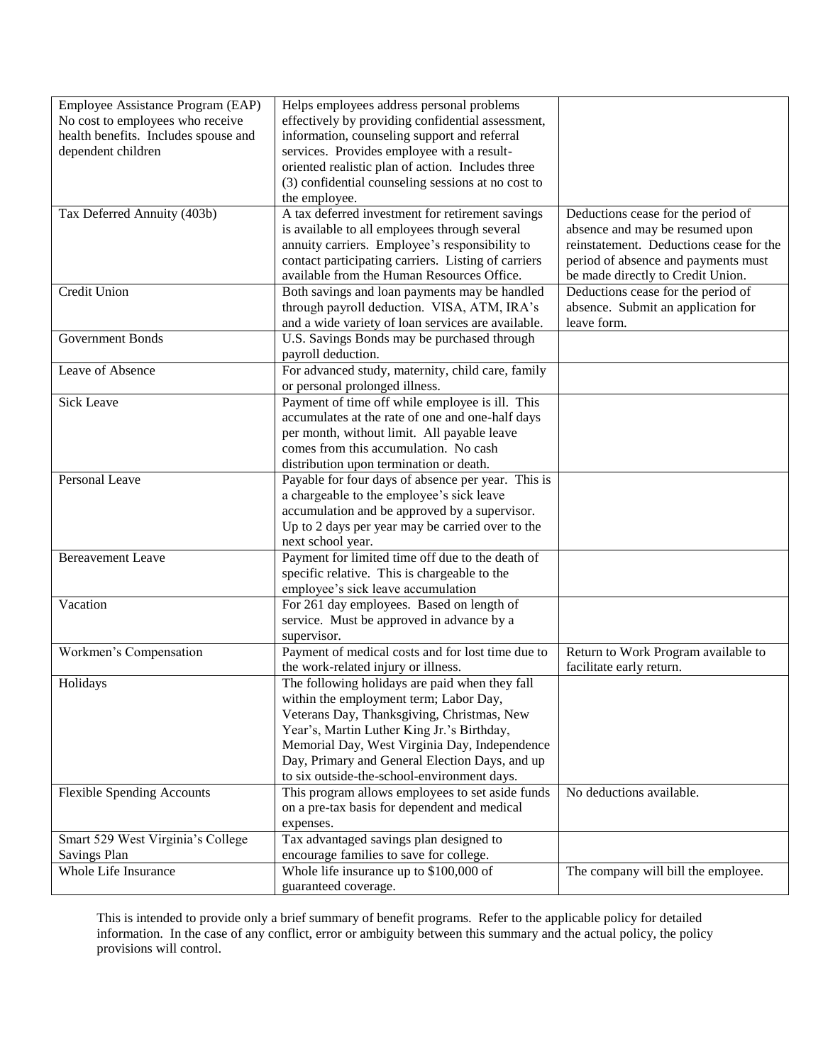| Employee Assistance Program (EAP) No cost to employees who receive health benefits. Includes spouse and dependent children | Helps employees address personal problems effectively by providing confidential assessment, information, counseling support and referral services. Provides employee with a result-oriented realistic plan of action. Includes three (3) confidential counseling sessions at no cost to the employee. | |
|---|---|---|
| Tax Deferred Annuity (403b) | A tax deferred investment for retirement savings is available to all employees through several annuity carriers. Employee's responsibility to contact participating carriers. Listing of carriers available from the Human Resources Office. | Deductions cease for the period of absence and may be resumed upon reinstatement. Deductions cease for the period of absence and payments must be made directly to Credit Union. |
| Credit Union | Both savings and loan payments may be handled through payroll deduction. VISA, ATM, IRA's and a wide variety of loan services are available. | Deductions cease for the period of absence. Submit an application for leave form. |
| Government Bonds | U.S. Savings Bonds may be purchased through payroll deduction. | |
| Leave of Absence | For advanced study, maternity, child care, family or personal prolonged illness. | |
| Sick Leave | Payment of time off while employee is ill. This accumulates at the rate of one and one-half days per month, without limit. All payable leave comes from this accumulation. No cash distribution upon termination or death. | |
| Personal Leave | Payable for four days of absence per year. This is a chargeable to the employee's sick leave accumulation and be approved by a supervisor. Up to 2 days per year may be carried over to the next school year. | |
| Bereavement Leave | Payment for limited time off due to the death of specific relative. This is chargeable to the employee's sick leave accumulation | |
| Vacation | For 261 day employees. Based on length of service. Must be approved in advance by a supervisor. | |
| Workmen's Compensation | Payment of medical costs and for lost time due to the work-related injury or illness. | Return to Work Program available to facilitate early return. |
| Holidays | The following holidays are paid when they fall within the employment term; Labor Day, Veterans Day, Thanksgiving, Christmas, New Year's, Martin Luther King Jr.'s Birthday, Memorial Day, West Virginia Day, Independence Day, Primary and General Election Days, and up to six outside-the-school-environment days. | |
| Flexible Spending Accounts | This program allows employees to set aside funds on a pre-tax basis for dependent and medical expenses. | No deductions available. |
| Smart 529 West Virginia's College Savings Plan | Tax advantaged savings plan designed to encourage families to save for college. | |
| Whole Life Insurance | Whole life insurance up to $100,000 of guaranteed coverage. | The company will bill the employee. |

This is intended to provide only a brief summary of benefit programs. Refer to the applicable policy for detailed information. In the case of any conflict, error or ambiguity between this summary and the actual policy, the policy provisions will control.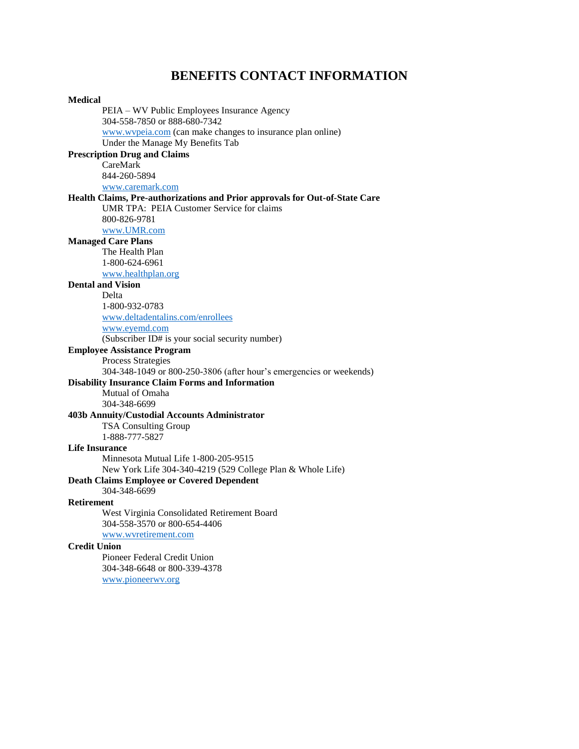# BENEFITS CONTACT INFORMATION

**Medical**

PEIA – WV Public Employees Insurance Agency
304-558-7850 or 888-680-7342
www.wvpeia.com (can make changes to insurance plan online)
Under the Manage My Benefits Tab

**Prescription Drug and Claims**

CareMark
844-260-5894
www.caremark.com

**Health Claims, Pre-authorizations and Prior approvals for Out-of-State Care**

UMR TPA: PEIA Customer Service for claims
800-826-9781
www.UMR.com

**Managed Care Plans**

The Health Plan
1-800-624-6961
www.healthplan.org

**Dental and Vision**

Delta
1-800-932-0783
www.deltadentalins.com/enrollees
www.eyemd.com
(Subscriber ID# is your social security number)

**Employee Assistance Program**

Process Strategies
304-348-1049 or 800-250-3806 (after hour's emergencies or weekends)

**Disability Insurance Claim Forms and Information**

Mutual of Omaha
304-348-6699

**403b Annuity/Custodial Accounts Administrator**

TSA Consulting Group
1-888-777-5827

**Life Insurance**

Minnesota Mutual Life 1-800-205-9515
New York Life 304-340-4219 (529 College Plan & Whole Life)

**Death Claims Employee or Covered Dependent**

304-348-6699

**Retirement**

West Virginia Consolidated Retirement Board
304-558-3570 or 800-654-4406
www.wvretirement.com

**Credit Union**

Pioneer Federal Credit Union
304-348-6648 or 800-339-4378
www.pioneerwv.org